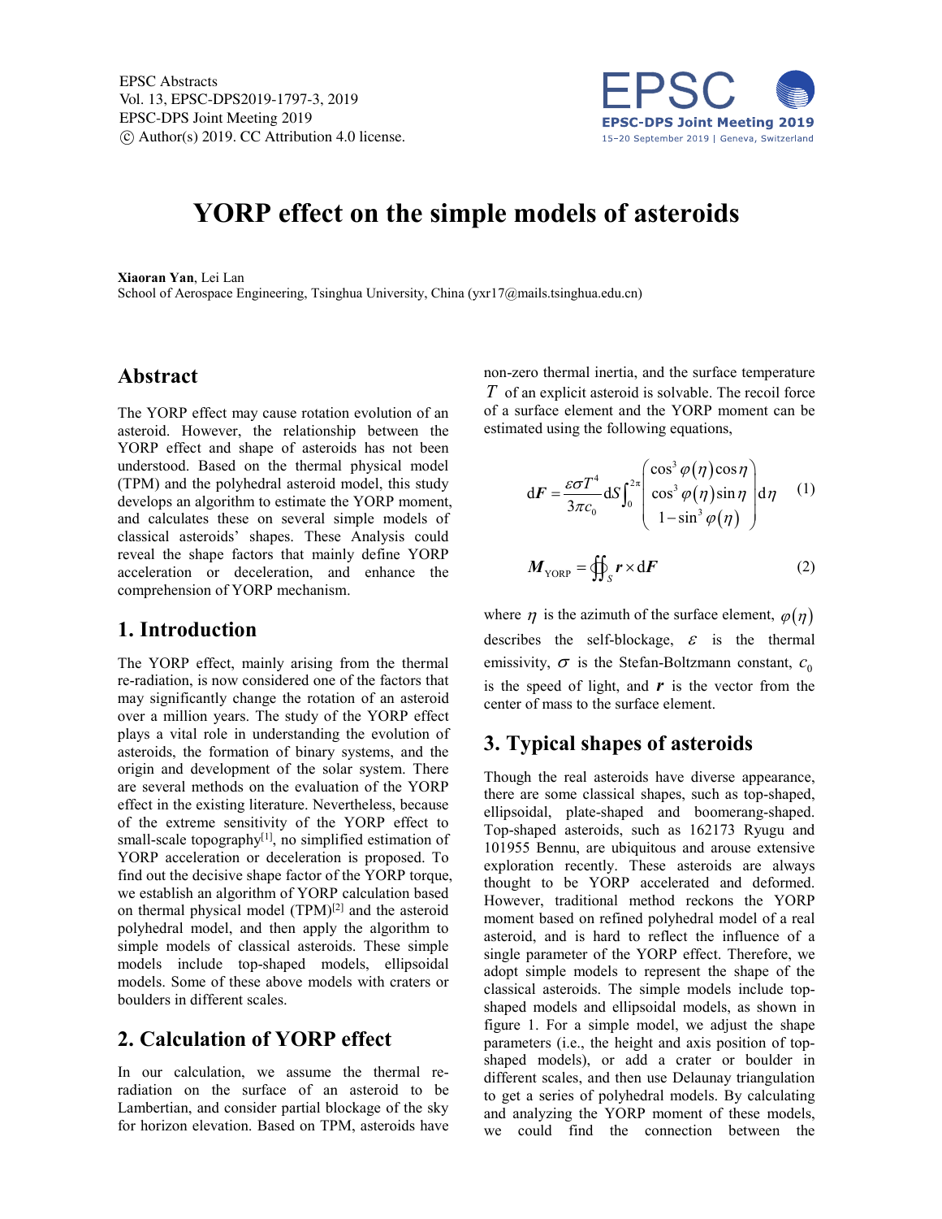# YORP effect on the simple models of asteroids

**Xiaoran Yan**, Lei Lan
School of Aerospace Engineering, Tsinghua University, China (yxr17@mails.tsinghua.edu.cn)

## Abstract

The YORP effect may cause rotation evolution of an asteroid. However, the relationship between the YORP effect and shape of asteroids has not been understood. Based on the thermal physical model (TPM) and the polyhedral asteroid model, this study develops an algorithm to estimate the YORP moment, and calculates these on several simple models of classical asteroids' shapes. These Analysis could reveal the shape factors that mainly define YORP acceleration or deceleration, and enhance the comprehension of YORP mechanism.

## 1. Introduction

The YORP effect, mainly arising from the thermal re-radiation, is now considered one of the factors that may significantly change the rotation of an asteroid over a million years. The study of the YORP effect plays a vital role in understanding the evolution of asteroids, the formation of binary systems, and the origin and development of the solar system. There are several methods on the evaluation of the YORP effect in the existing literature. Nevertheless, because of the extreme sensitivity of the YORP effect to small-scale topography[1], no simplified estimation of YORP acceleration or deceleration is proposed. To find out the decisive shape factor of the YORP torque, we establish an algorithm of YORP calculation based on thermal physical model (TPM)[2] and the asteroid polyhedral model, and then apply the algorithm to simple models of classical asteroids. These simple models include top-shaped models, ellipsoidal models. Some of these above models with craters or boulders in different scales.

## 2. Calculation of YORP effect

In our calculation, we assume the thermal re-radiation on the surface of an asteroid to be Lambertian, and consider partial blockage of the sky for horizon elevation. Based on TPM, asteroids have non-zero thermal inertia, and the surface temperature $T$ of an explicit asteroid is solvable. The recoil force of a surface element and the YORP moment can be estimated using the following equations,

$$\mathrm{d}\boldsymbol{F} = \frac{\varepsilon \sigma T^4}{3\pi c_0} \mathrm{d}S \int_0^{2\pi} \begin{pmatrix} \cos^3 \varphi(\eta) \cos\eta \\ \cos^3 \varphi(\eta) \sin\eta \\ 1 - \sin^3 \varphi(\eta) \end{pmatrix} \mathrm{d}\eta \quad (1)$$

$$\boldsymbol{M}_{\mathrm{YORP}} = \oiint_S \boldsymbol{r} \times \mathrm{d}\boldsymbol{F} \quad (2)$$

where $\eta$ is the azimuth of the surface element, $\varphi(\eta)$ describes the self-blockage, $\varepsilon$ is the thermal emissivity, $\sigma$ is the Stefan-Boltzmann constant, $c_0$ is the speed of light, and $\boldsymbol{r}$ is the vector from the center of mass to the surface element.

## 3. Typical shapes of asteroids

Though the real asteroids have diverse appearance, there are some classical shapes, such as top-shaped, ellipsoidal, plate-shaped and boomerang-shaped. Top-shaped asteroids, such as 162173 Ryugu and 101955 Bennu, are ubiquitous and arouse extensive exploration recently. These asteroids are always thought to be YORP accelerated and deformed. However, traditional method reckons the YORP moment based on refined polyhedral model of a real asteroid, and is hard to reflect the influence of a single parameter of the YORP effect. Therefore, we adopt simple models to represent the shape of the classical asteroids. The simple models include top-shaped models and ellipsoidal models, as shown in figure 1. For a simple model, we adjust the shape parameters (i.e., the height and axis position of top-shaped models), or add a crater or boulder in different scales, and then use Delaunay triangulation to get a series of polyhedral models. By calculating and analyzing the YORP moment of these models, we could find the connection between the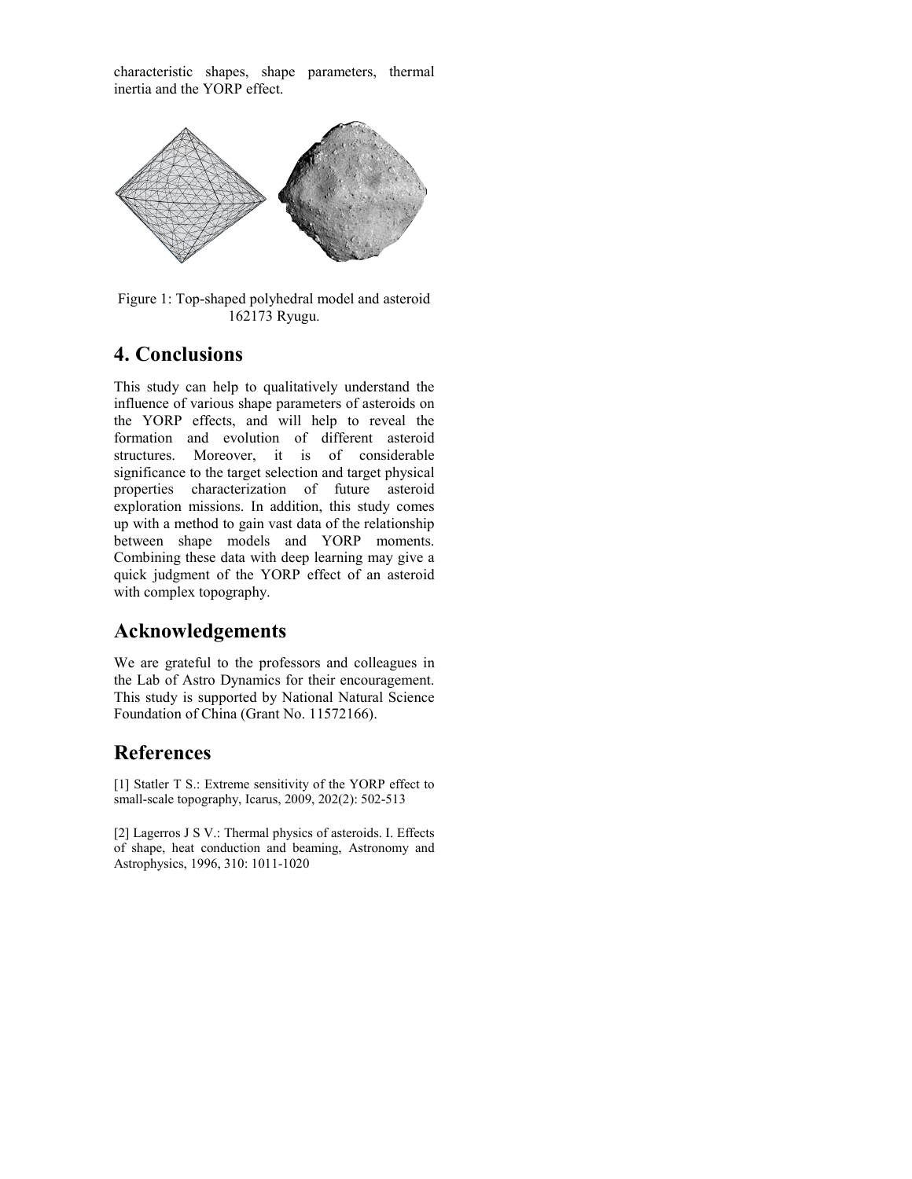characteristic shapes, shape parameters, thermal inertia and the YORP effect.

Figure 1: Top-shaped polyhedral model and asteroid 162173 Ryugu.

## 4. Conclusions

This study can help to qualitatively understand the influence of various shape parameters of asteroids on the YORP effects, and will help to reveal the formation and evolution of different asteroid structures. Moreover, it is of considerable significance to the target selection and target physical properties characterization of future asteroid exploration missions. In addition, this study comes up with a method to gain vast data of the relationship between shape models and YORP moments. Combining these data with deep learning may give a quick judgment of the YORP effect of an asteroid with complex topography.

## Acknowledgements

We are grateful to the professors and colleagues in the Lab of Astro Dynamics for their encouragement. This study is supported by National Natural Science Foundation of China (Grant No. 11572166).

## References

[1] Statler T S.: Extreme sensitivity of the YORP effect to small-scale topography, Icarus, 2009, 202(2): 502-513

[2] Lagerros J S V.: Thermal physics of asteroids. I. Effects of shape, heat conduction and beaming, Astronomy and Astrophysics, 1996, 310: 1011-1020